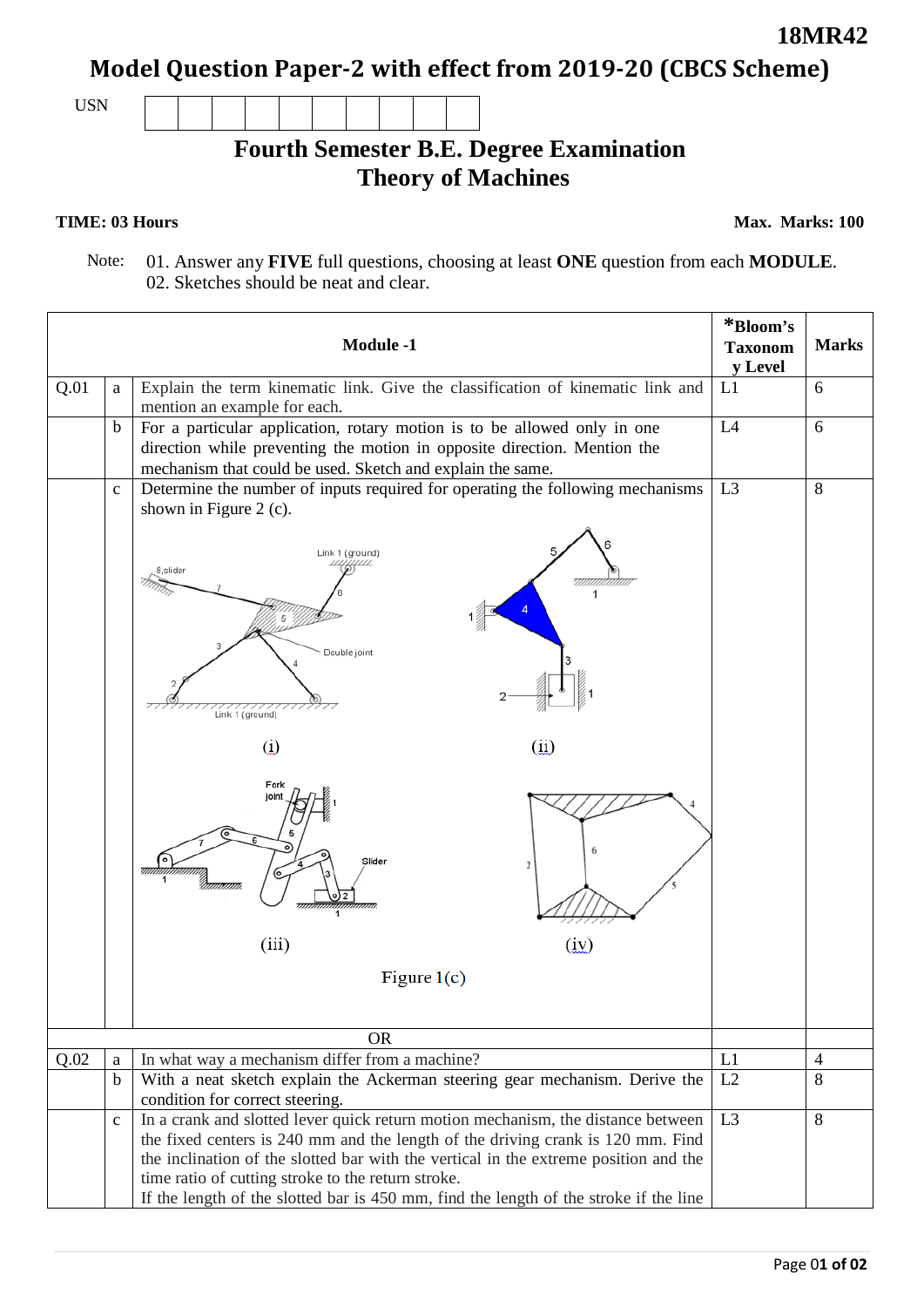**18MR42**

# Model Question Paper-2 with effect from 2019-20 (CBCS Scheme)

USN

## Fourth Semester B.E. Degree Examination
## Theory of Machines

**TIME: 03 Hours** **Max. Marks: 100**

Note: 01. Answer any **FIVE** full questions, choosing at least **ONE** question from each **MODULE**.
02. Sketches should be neat and clear.

| | | **Module -1** | ***Bloom's Taxonomy Level** | **Marks** |
|---|---|---|---|---|
| Q.01 | a | Explain the term kinematic link. Give the classification of kinematic link and mention an example for each. | L1 | 6 |
| | b | For a particular application, rotary motion is to be allowed only in one direction while preventing the motion in opposite direction. Mention the mechanism that could be used. Sketch and explain the same. | L4 | 6 |
| | c | Determine the number of inputs required for operating the following mechanisms shown in Figure 2 (c). (i) (ii) (iii) (iv) Figure 1(c) | L3 | 8 |
| | | OR | | |
| Q.02 | a | In what way a mechanism differ from a machine? | L1 | 4 |
| | b | With a neat sketch explain the Ackerman steering gear mechanism. Derive the condition for correct steering. | L2 | 8 |
| | c | In a crank and slotted lever quick return motion mechanism, the distance between the fixed centers is 240 mm and the length of the driving crank is 120 mm. Find the inclination of the slotted bar with the vertical in the extreme position and the time ratio of cutting stroke to the return stroke. If the length of the slotted bar is 450 mm, find the length of the stroke if the line | L3 | 8 |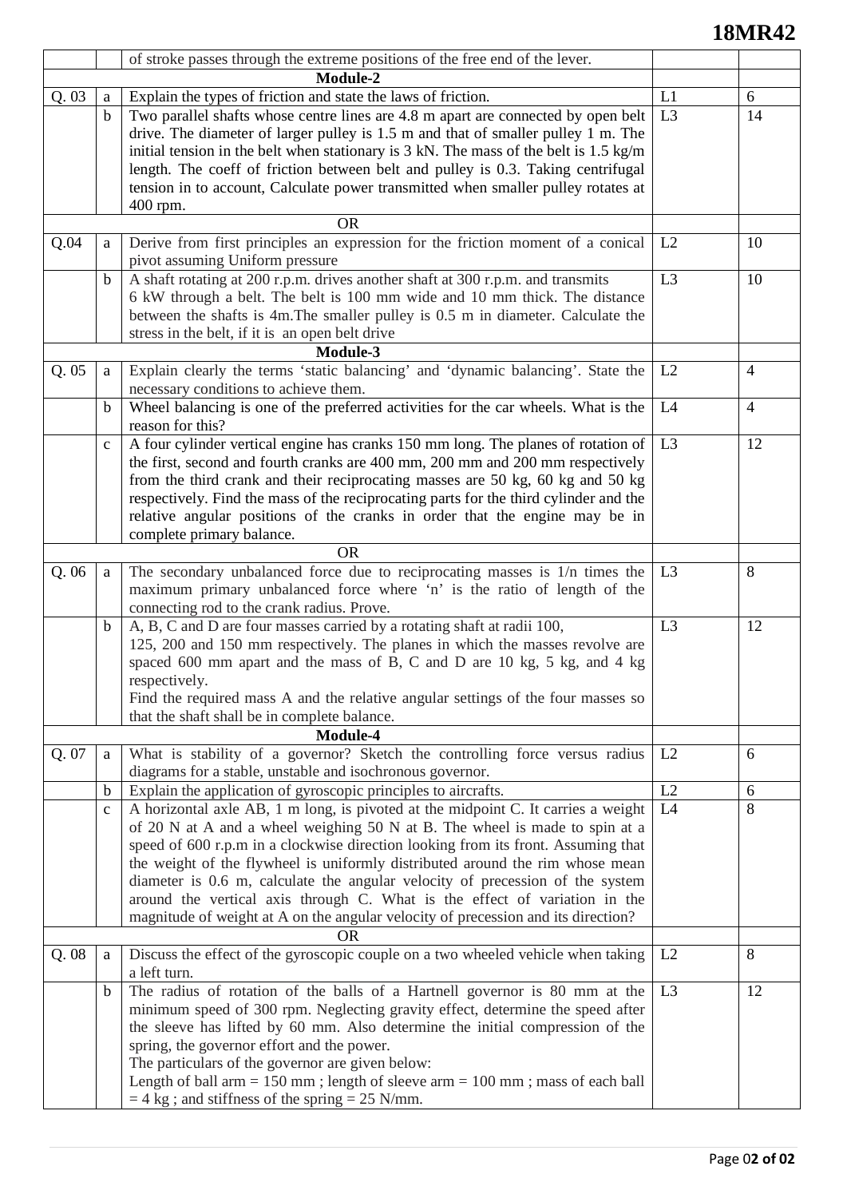| | | | | |
|---|---|---|---|---|
| | | of stroke passes through the extreme positions of the free end of the lever. | | |
| | | **Module-2** | | |
| Q. 03 | a | Explain the types of friction and state the laws of friction. | L1 | 6 |
| | b | Two parallel shafts whose centre lines are 4.8 m apart are connected by open belt drive. The diameter of larger pulley is 1.5 m and that of smaller pulley 1 m. The initial tension in the belt when stationary is 3 kN. The mass of the belt is 1.5 kg/m length. The coeff of friction between belt and pulley is 0.3. Taking centrifugal tension in to account, Calculate power transmitted when smaller pulley rotates at 400 rpm. | L3 | 14 |
| | | OR | | |
| Q.04 | a | Derive from first principles an expression for the friction moment of a conical pivot assuming Uniform pressure | L2 | 10 |
| | b | A shaft rotating at 200 r.p.m. drives another shaft at 300 r.p.m. and transmits 6 kW through a belt. The belt is 100 mm wide and 10 mm thick. The distance between the shafts is 4m.The smaller pulley is 0.5 m in diameter. Calculate the stress in the belt, if it is an open belt drive | L3 | 10 |
| | | **Module-3** | | |
| Q. 05 | a | Explain clearly the terms 'static balancing' and 'dynamic balancing'. State the necessary conditions to achieve them. | L2 | 4 |
| | b | Wheel balancing is one of the preferred activities for the car wheels. What is the reason for this? | L4 | 4 |
| | c | A four cylinder vertical engine has cranks 150 mm long. The planes of rotation of the first, second and fourth cranks are 400 mm, 200 mm and 200 mm respectively from the third crank and their reciprocating masses are 50 kg, 60 kg and 50 kg respectively. Find the mass of the reciprocating parts for the third cylinder and the relative angular positions of the cranks in order that the engine may be in complete primary balance. | L3 | 12 |
| | | OR | | |
| Q. 06 | a | The secondary unbalanced force due to reciprocating masses is 1/n times the maximum primary unbalanced force where 'n' is the ratio of length of the connecting rod to the crank radius. Prove. | L3 | 8 |
| | b | A, B, C and D are four masses carried by a rotating shaft at radii 100, 125, 200 and 150 mm respectively. The planes in which the masses revolve are spaced 600 mm apart and the mass of B, C and D are 10 kg, 5 kg, and 4 kg respectively. Find the required mass A and the relative angular settings of the four masses so that the shaft shall be in complete balance. | L3 | 12 |
| | | **Module-4** | | |
| Q. 07 | a | What is stability of a governor? Sketch the controlling force versus radius diagrams for a stable, unstable and isochronous governor. | L2 | 6 |
| | b | Explain the application of gyroscopic principles to aircrafts. | L2 | 6 |
| | c | A horizontal axle AB, 1 m long, is pivoted at the midpoint C. It carries a weight of 20 N at A and a wheel weighing 50 N at B. The wheel is made to spin at a speed of 600 r.p.m in a clockwise direction looking from its front. Assuming that the weight of the flywheel is uniformly distributed around the rim whose mean diameter is 0.6 m, calculate the angular velocity of precession of the system around the vertical axis through C. What is the effect of variation in the magnitude of weight at A on the angular velocity of precession and its direction? | L4 | 8 |
| | | OR | | |
| Q. 08 | a | Discuss the effect of the gyroscopic couple on a two wheeled vehicle when taking a left turn. | L2 | 8 |
| | b | The radius of rotation of the balls of a Hartnell governor is 80 mm at the minimum speed of 300 rpm. Neglecting gravity effect, determine the speed after the sleeve has lifted by 60 mm. Also determine the initial compression of the spring, the governor effort and the power. The particulars of the governor are given below: Length of ball arm = 150 mm ; length of sleeve arm = 100 mm ; mass of each ball = 4 kg ; and stiffness of the spring = 25 N/mm. | L3 | 12 |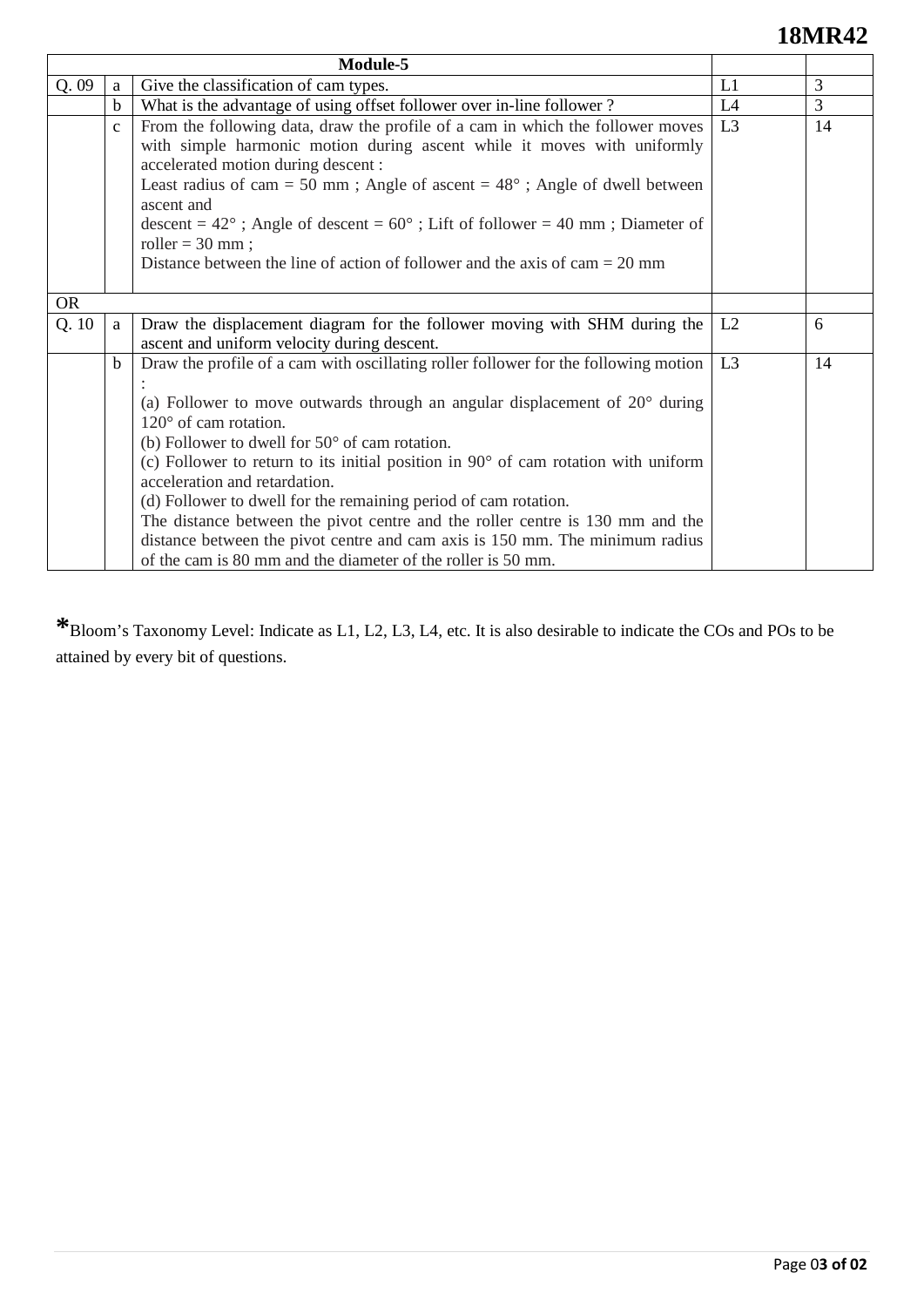| | | Module-5 | | |
|---|---|---|---|---|
| Q. 09 | a | Give the classification of cam types. | L1 | 3 |
| | b | What is the advantage of using offset follower over in-line follower ? | L4 | 3 |
| | c | From the following data, draw the profile of a cam in which the follower moves with simple harmonic motion during ascent while it moves with uniformly accelerated motion during descent :<br>Least radius of cam = 50 mm ; Angle of ascent = 48° ; Angle of dwell between ascent and<br>descent = 42° ; Angle of descent = 60° ; Lift of follower = 40 mm ; Diameter of roller = 30 mm ;<br>Distance between the line of action of follower and the axis of cam = 20 mm | L3 | 14 |
| OR | | | | |
| Q. 10 | a | Draw the displacement diagram for the follower moving with SHM during the ascent and uniform velocity during descent. | L2 | 6 |
| | b | Draw the profile of a cam with oscillating roller follower for the following motion :<br>(a) Follower to move outwards through an angular displacement of 20° during 120° of cam rotation.<br>(b) Follower to dwell for 50° of cam rotation.<br>(c) Follower to return to its initial position in 90° of cam rotation with uniform acceleration and retardation.<br>(d) Follower to dwell for the remaining period of cam rotation.<br>The distance between the pivot centre and the roller centre is 130 mm and the distance between the pivot centre and cam axis is 150 mm. The minimum radius of the cam is 80 mm and the diameter of the roller is 50 mm. | L3 | 14 |

*Bloom's Taxonomy Level: Indicate as L1, L2, L3, L4, etc. It is also desirable to indicate the COs and POs to be attained by every bit of questions.